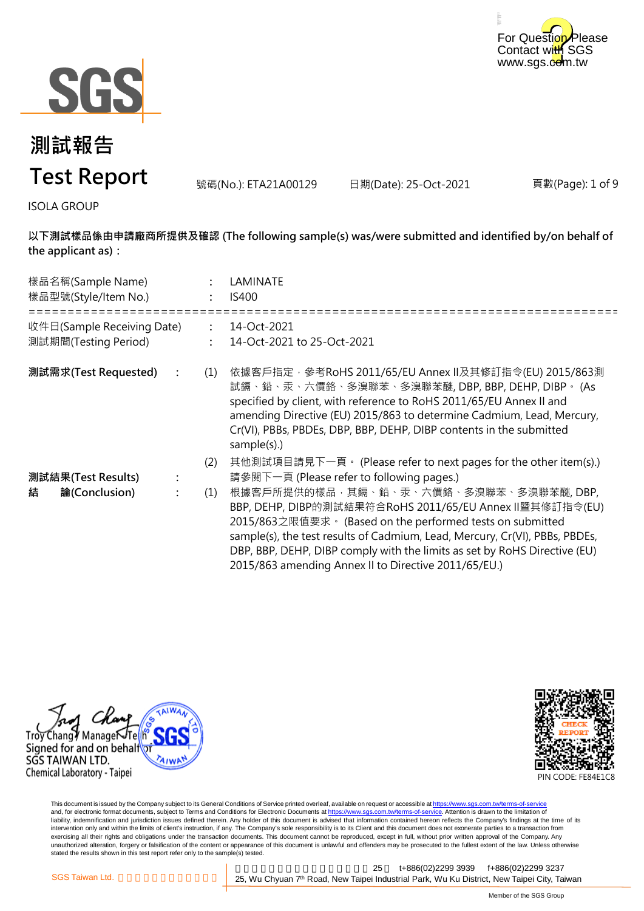For Question Please Contact with SGS
www.sgs.com.tw

# 測試報告
# Test Report

號碼(No.): ETA21A00129　　日期(Date): 25-Oct-2021

ISOLA GROUP

**以下測試樣品係由申請廠商所提供及確認 (The following sample(s) was/were submitted and identified by/on behalf of the applicant as)：**

樣品名稱(Sample Name) : LAMINATE
樣品型號(Style/Item No.) : IS400

==========================================================================

收件日(Sample Receiving Date) : 14-Oct-2021
測試期間(Testing Period) : 14-Oct-2021 to 25-Oct-2021

**測試需求(Test Requested)** :

(1) 依據客戶指定，參考RoHS 2011/65/EU Annex II及其修訂指令(EU) 2015/863測試鎘、鉛、汞、六價鉻、多溴聯苯、多溴聯苯醚, DBP, BBP, DEHP, DIBP。 (As specified by client, with reference to RoHS 2011/65/EU Annex II and amending Directive (EU) 2015/863 to determine Cadmium, Lead, Mercury, Cr(VI), PBBs, PBDEs, DBP, BBP, DEHP, DIBP contents in the submitted sample(s).)

(2) 其他測試項目請見下一頁。 (Please refer to next pages for the other item(s).)

**測試結果(Test Results)** : 請參閱下一頁 (Please refer to following pages.)

**結　論(Conclusion)** :

(1) 根據客戶所提供的樣品，其鎘、鉛、汞、六價鉻、多溴聯苯、多溴聯苯醚, DBP, BBP, DEHP, DIBP的測試結果符合RoHS 2011/65/EU Annex II暨其修訂指令(EU) 2015/863之限值要求。 (Based on the performed tests on submitted sample(s), the test results of Cadmium, Lead, Mercury, Cr(VI), PBBs, PBDEs, DBP, BBP, DEHP, DIBP comply with the limits as set by RoHS Directive (EU) 2015/863 amending Annex II to Directive 2011/65/EU.)

Troy Chang / Manager / Tech
Signed for and on behalf of
SGS TAIWAN LTD.
Chemical Laboratory - Taipei

CHECK REPORT
PIN CODE: FE84E1C8

This document is issued by the Company subject to its General Conditions of Service printed overleaf, available on request or accessible at https://www.sgs.com.tw/terms-of-service and, for electronic format documents, subject to Terms and Conditions for Electronic Documents at https://www.sgs.com.tw/terms-of-service. Attention is drawn to the limitation of liability, indemnification and jurisdiction issues defined therein. Any holder of this document is advised that information contained hereon reflects the Company's findings at the time of its intervention only and within the limits of client's instruction, if any. The Company's sole responsibility is to its Client and this document does not exonerate parties to a transaction from exercising all their rights and obligations under the transaction documents. This document cannot be reproduced, except in full, without prior written approval of the Company. Any unauthorized alteration, forgery or falsification of the content or appearance of this document is unlawful and offenders may be prosecuted to the fullest extent of the law. Unless otherwise stated the results shown in this test report refer only to the sample(s) tested.

SGS Taiwan Ltd. | 25, Wu Chyuan 7th Road, New Taipei Industrial Park, Wu Ku District, New Taipei City, Taiwan | t+886(02)2299 3939 f+886(02)2299 3237

Member of the SGS Group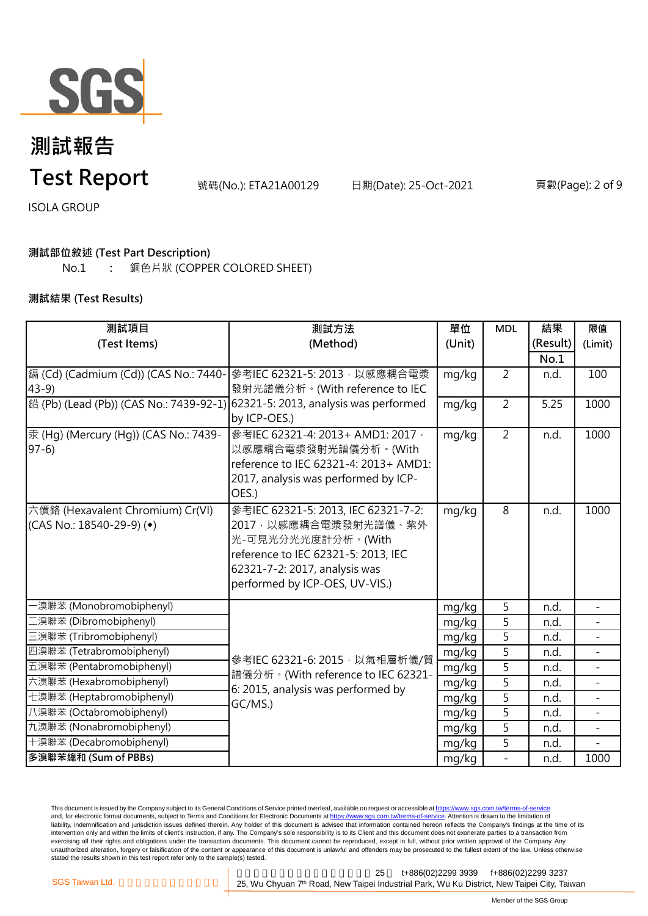# 測試報告
# Test Report

號碼(No.): ETA21A00129　　日期(Date): 25-Oct-2021

ISOLA GROUP

**測試部位敘述 (Test Part Description)**

No.1　:　銅色片狀 (COPPER COLORED SHEET)

**測試結果 (Test Results)**

| 測試項目 (Test Items) | 測試方法 (Method) | 單位 (Unit) | MDL | 結果 (Result) No.1 | 限值 (Limit) |
|---|---|---|---|---|---|
| 鎘 (Cd) (Cadmium (Cd)) (CAS No.: 7440-43-9) | 參考IEC 62321-5: 2013，以感應耦合電漿發射光譜儀分析。(With reference to IEC 62321-5: 2013, analysis was performed by ICP-OES.) | mg/kg | 2 | n.d. | 100 |
| 鉛 (Pb) (Lead (Pb)) (CAS No.: 7439-92-1) | | mg/kg | 2 | 5.25 | 1000 |
| 汞 (Hg) (Mercury (Hg)) (CAS No.: 7439-97-6) | 參考IEC 62321-4: 2013+ AMD1: 2017，以感應耦合電漿發射光譜儀分析。(With reference to IEC 62321-4: 2013+ AMD1: 2017, analysis was performed by ICP-OES.) | mg/kg | 2 | n.d. | 1000 |
| 六價鉻 (Hexavalent Chromium) Cr(VI) (CAS No.: 18540-29-9) (◆) | 參考IEC 62321-5: 2013, IEC 62321-7-2: 2017，以感應耦合電漿發射光譜儀、紫外光-可見光分光光度計分析。(With reference to IEC 62321-5: 2013, IEC 62321-7-2: 2017, analysis was performed by ICP-OES, UV-VIS.) | mg/kg | 8 | n.d. | 1000 |
| 一溴聯苯 (Monobromobiphenyl) | 參考IEC 62321-6: 2015，以氣相層析儀/質譜儀分析。(With reference to IEC 62321-6: 2015, analysis was performed by GC/MS.) | mg/kg | 5 | n.d. | - |
| 二溴聯苯 (Dibromobiphenyl) | | mg/kg | 5 | n.d. | - |
| 三溴聯苯 (Tribromobiphenyl) | | mg/kg | 5 | n.d. | - |
| 四溴聯苯 (Tetrabromobiphenyl) | | mg/kg | 5 | n.d. | - |
| 五溴聯苯 (Pentabromobiphenyl) | | mg/kg | 5 | n.d. | - |
| 六溴聯苯 (Hexabromobiphenyl) | | mg/kg | 5 | n.d. | - |
| 七溴聯苯 (Heptabromobiphenyl) | | mg/kg | 5 | n.d. | - |
| 八溴聯苯 (Octabromobiphenyl) | | mg/kg | 5 | n.d. | - |
| 九溴聯苯 (Nonabromobiphenyl) | | mg/kg | 5 | n.d. | - |
| 十溴聯苯 (Decabromobiphenyl) | | mg/kg | 5 | n.d. | - |
| **多溴聯苯總和 (Sum of PBBs)** | | mg/kg | - | n.d. | 1000 |

This document is issued by the Company subject to its General Conditions of Service printed overleaf, available on request or accessible at https://www.sgs.com.tw/terms-of-service and, for electronic format documents, subject to Terms and Conditions for Electronic Documents at https://www.sgs.com.tw/terms-of-service. Attention is drawn to the limitation of liability, indemnification and jurisdiction issues defined therein. Any holder of this document is advised that information contained hereon reflects the Company's findings at the time of its intervention only and within the limits of client's instruction, if any. The Company's sole responsibility is to its Client and this document does not exonerate parties to a transaction from exercising all their rights and obligations under the transaction documents. This document cannot be reproduced, except in full, without prior written approval of the Company. Any unauthorized alteration, forgery or falsification of the content or appearance of this document is unlawful and offenders may be prosecuted to the fullest extent of the law. Unless otherwise stated the results shown in this test report refer only to the sample(s) tested.

SGS Taiwan Ltd. 25, Wu Chyuan 7th Road, New Taipei Industrial Park, Wu Ku District, New Taipei City, Taiwan t+886(02)2299 3939 f+886(02)2299 3237

Member of the SGS Group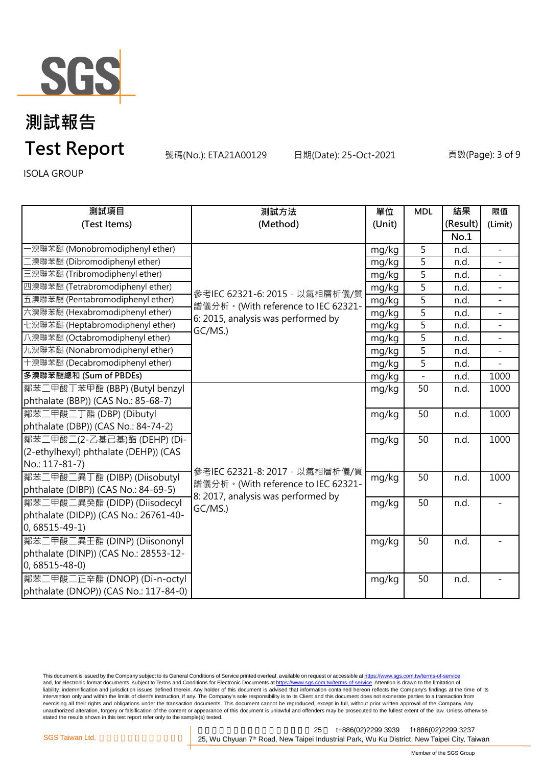# 測試報告

# Test Report

號碼(No.): ETA21A00129　　日期(Date): 25-Oct-2021

ISOLA GROUP

| 測試項目 (Test Items) | 測試方法 (Method) | 單位 (Unit) | MDL | 結果 (Result) No.1 | 限值 (Limit) |
|---|---|---|---|---|---|
| 一溴聯苯醚 (Monobromodiphenyl ether) | 參考IEC 62321-6: 2015，以氣相層析儀/質譜儀分析。(With reference to IEC 62321-6: 2015, analysis was performed by GC/MS.) | mg/kg | 5 | n.d. | - |
| 二溴聯苯醚 (Dibromodiphenyl ether) | | mg/kg | 5 | n.d. | - |
| 三溴聯苯醚 (Tribromodiphenyl ether) | | mg/kg | 5 | n.d. | - |
| 四溴聯苯醚 (Tetrabromodiphenyl ether) | | mg/kg | 5 | n.d. | - |
| 五溴聯苯醚 (Pentabromodiphenyl ether) | | mg/kg | 5 | n.d. | - |
| 六溴聯苯醚 (Hexabromodiphenyl ether) | | mg/kg | 5 | n.d. | - |
| 七溴聯苯醚 (Heptabromodiphenyl ether) | | mg/kg | 5 | n.d. | - |
| 八溴聯苯醚 (Octabromodiphenyl ether) | | mg/kg | 5 | n.d. | - |
| 九溴聯苯醚 (Nonabromodiphenyl ether) | | mg/kg | 5 | n.d. | - |
| 十溴聯苯醚 (Decabromodiphenyl ether) | | mg/kg | 5 | n.d. | - |
| **多溴聯苯醚總和 (Sum of PBDEs)** | | mg/kg | - | n.d. | 1000 |
| 鄰苯二甲酸丁苯甲酯 (BBP) (Butyl benzyl phthalate (BBP)) (CAS No.: 85-68-7) | 參考IEC 62321-8: 2017，以氣相層析儀/質譜儀分析。(With reference to IEC 62321-8: 2017, analysis was performed by GC/MS.) | mg/kg | 50 | n.d. | 1000 |
| 鄰苯二甲酸二丁酯 (DBP) (Dibutyl phthalate (DBP)) (CAS No.: 84-74-2) | | mg/kg | 50 | n.d. | 1000 |
| 鄰苯二甲酸二(2-乙基己基)酯 (DEHP) (Di-(2-ethylhexyl) phthalate (DEHP)) (CAS No.: 117-81-7) | | mg/kg | 50 | n.d. | 1000 |
| 鄰苯二甲酸二異丁酯 (DIBP) (Diisobutyl phthalate (DIBP)) (CAS No.: 84-69-5) | | mg/kg | 50 | n.d. | 1000 |
| 鄰苯二甲酸二異癸酯 (DIDP) (Diisodecyl phthalate (DIDP)) (CAS No.: 26761-40-0, 68515-49-1) | | mg/kg | 50 | n.d. | - |
| 鄰苯二甲酸二異壬酯 (DINP) (Diisononyl phthalate (DINP)) (CAS No.: 28553-12-0, 68515-48-0) | | mg/kg | 50 | n.d. | - |
| 鄰苯二甲酸二正辛酯 (DNOP) (Di-n-octyl phthalate (DNOP)) (CAS No.: 117-84-0) | | mg/kg | 50 | n.d. | - |

This document is issued by the Company subject to its General Conditions of Service printed overleaf, available on request or accessible at https://www.sgs.com.tw/terms-of-service and, for electronic format documents, subject to Terms and Conditions for Electronic Documents at https://www.sgs.com.tw/terms-of-service. Attention is drawn to the limitation of liability, indemnification and jurisdiction issues defined therein. Any holder of this document is advised that information contained hereon reflects the Company's findings at the time of its intervention only and within the limits of client's instruction, if any. The Company's sole responsibility is to its Client and this document does not exonerate parties to a transaction from exercising all their rights and obligations under the transaction documents. This document cannot be reproduced, except in full, without prior written approval of the Company. Any unauthorized alteration, forgery or falsification of the content or appearance of this document is unlawful and offenders may be prosecuted to the fullest extent of the law. Unless otherwise stated the results shown in this test report refer only to the sample(s) tested.

SGS Taiwan Ltd. | 25, Wu Chyuan 7th Road, New Taipei Industrial Park, Wu Ku District, New Taipei City, Taiwan | t+886(02)2299 3939 f+886(02)2299 3237

Member of the SGS Group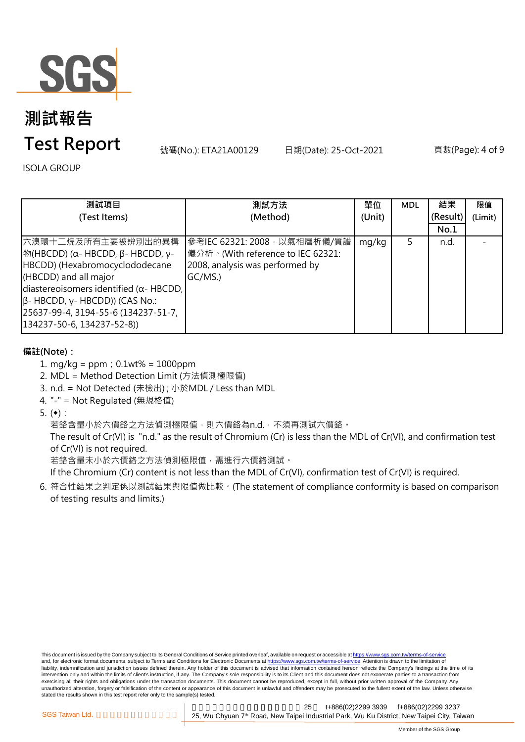# 測試報告

# Test Report

號碼(No.): ETA21A00129　　日期(Date): 25-Oct-2021

ISOLA GROUP

| 測試項目 (Test Items) | 測試方法 (Method) | 單位 (Unit) | MDL | 結果 (Result) No.1 | 限值 (Limit) |
|---|---|---|---|---|---|
| 六溴環十二烷及所有主要被辨別出的異構物(HBCDD) (α- HBCDD, β- HBCDD, γ-HBCDD) (Hexabromocyclododecane (HBCDD) and all major diastereoisomers identified (α- HBCDD, β- HBCDD, γ- HBCDD)) (CAS No.: 25637-99-4, 3194-55-6 (134237-51-7, 134237-50-6, 134237-52-8)) | 參考IEC 62321: 2008，以氣相層析儀/質譜儀分析。(With reference to IEC 62321: 2008, analysis was performed by GC/MS.) | mg/kg | 5 | n.d. | - |

**備註(Note)：**

1. mg/kg = ppm；0.1wt% = 1000ppm
2. MDL = Method Detection Limit (方法偵測極限值)
3. n.d. = Not Detected (未檢出) ; 小於MDL / Less than MDL
4. "-" = Not Regulated (無規格值)
5. (◆)：
   若鉻含量小於六價鉻之方法偵測極限值，則六價鉻為n.d.，不須再測試六價鉻。
   The result of Cr(VI) is "n.d." as the result of Chromium (Cr) is less than the MDL of Cr(VI), and confirmation test of Cr(VI) is not required.
   若鉻含量未小於六價鉻之方法偵測極限值，需進行六價鉻測試。
   If the Chromium (Cr) content is not less than the MDL of Cr(VI), confirmation test of Cr(VI) is required.
6. 符合性結果之判定係以測試結果與限值做比較。(The statement of compliance conformity is based on comparison of testing results and limits.)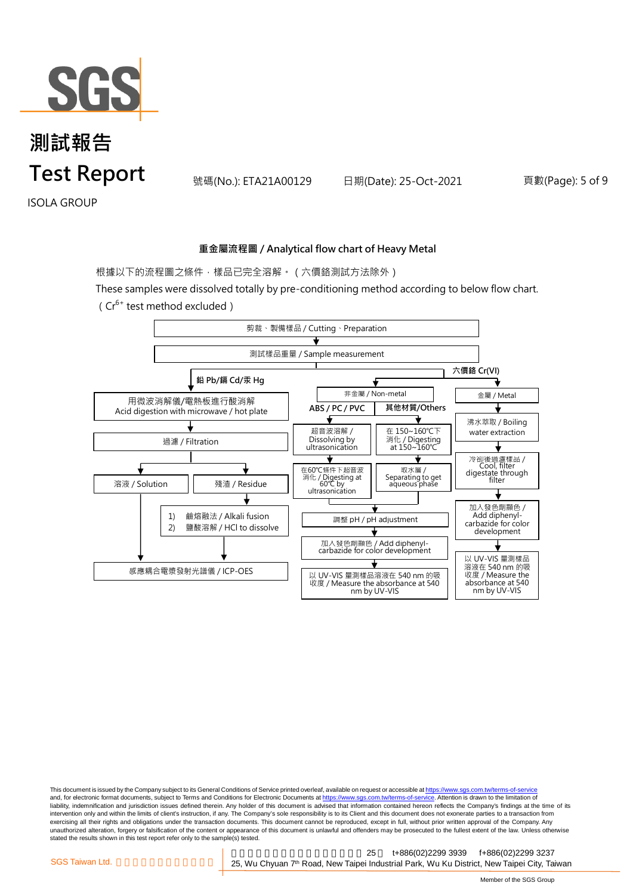# 測試報告
# Test Report

號碼(No.): ETA21A00129　　日期(Date): 25-Oct-2021

ISOLA GROUP

## 重金屬流程圖 / Analytical flow chart of Heavy Metal

根據以下的流程圖之條件，樣品已完全溶解。（六價鉻測試方法除外）

These samples were dissolved totally by pre-conditioning method according to below flow chart.
（$Cr^{6+}$ test method excluded）

剪裁、製備樣品 / Cutting、Preparation
↓
測試樣品重量 / Sample measurement
↓

**鉛 Pb/鎘 Cd/汞 Hg**

- 用微波消解儀/電熱板進行酸消解 / Acid digestion with microwave / hot plate
- ↓ 過濾 / Filtration
- ↓ 溶液 / Solution → 感應耦合電漿發射光譜儀 / ICP-OES
- ↓ 殘渣 / Residue
  - ↓ 1) 鹼熔融法 / Alkali fusion
  - 2) 鹽酸溶解 / HCl to dissolve
  - ↓ 感應耦合電漿發射光譜儀 / ICP-OES

**六價鉻 Cr(VI)**

- 非金屬 / Non-metal
  - **ABS / PC / PVC**
    - 超音波溶解 / Dissolving by ultrasonication
    - ↓ 在60℃條件下超音波消化 / Digesting at 60℃ by ultrasonication
  - **其他材質/Others**
    - 在 150~160℃下消化 / Digesting at 150~160℃
    - ↓ 取水層 / Separating to get aqueous phase
  - ↓ 調整 pH / pH adjustment
  - ↓ 加入發色劑顯色 / Add diphenyl-carbazide for color development
  - ↓ 以 UV-VIS 量測樣品溶液在 540 nm 的吸收度 / Measure the absorbance at 540 nm by UV-VIS
- 金屬 / Metal
  - 沸水萃取 / Boiling water extraction
  - ↓ 冷卻後過濾樣品 / Cool, filter digestate through filter
  - ↓ 加入發色劑顯色 / Add diphenyl-carbazide for color development
  - ↓ 以 UV-VIS 量測樣品溶液在 540 nm 的吸收度 / Measure the absorbance at 540 nm by UV-VIS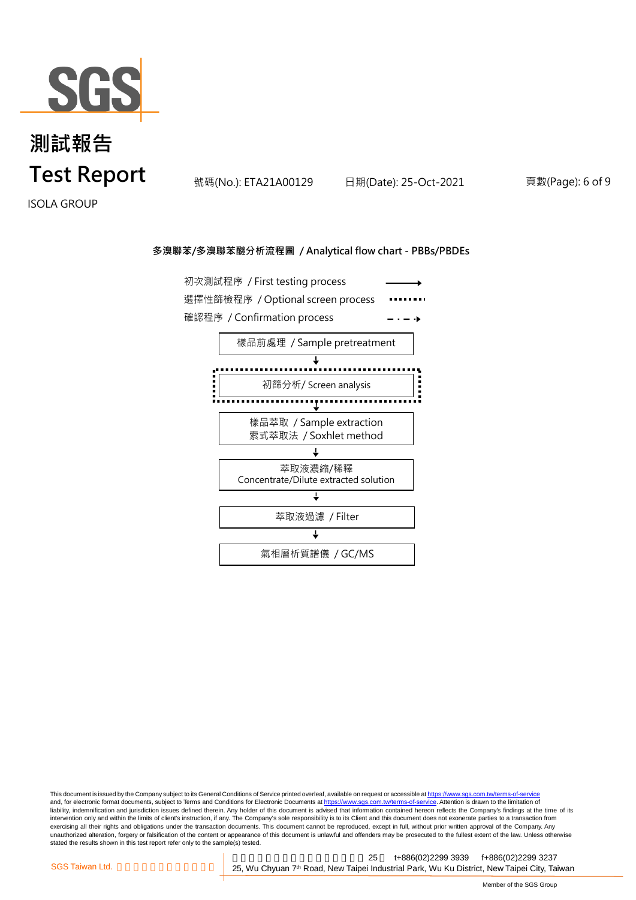## 多溴聯苯/多溴聯苯醚分析流程圖 / Analytical flow chart - PBBs/PBDEs

初次測試程序 / First testing process →

選擇性篩檢程序 / Optional screen process ········

確認程序 / Confirmation process - · - ·→

樣品前處理 / Sample pretreatment

↓

初篩分析/ Screen analysis

↓

樣品萃取 / Sample extraction
索式萃取法 / Soxhlet method

↓

萃取液濃縮/稀釋
Concentrate/Dilute extracted solution

↓

萃取液過濾 / Filter

↓

氣相層析質譜儀 / GC/MS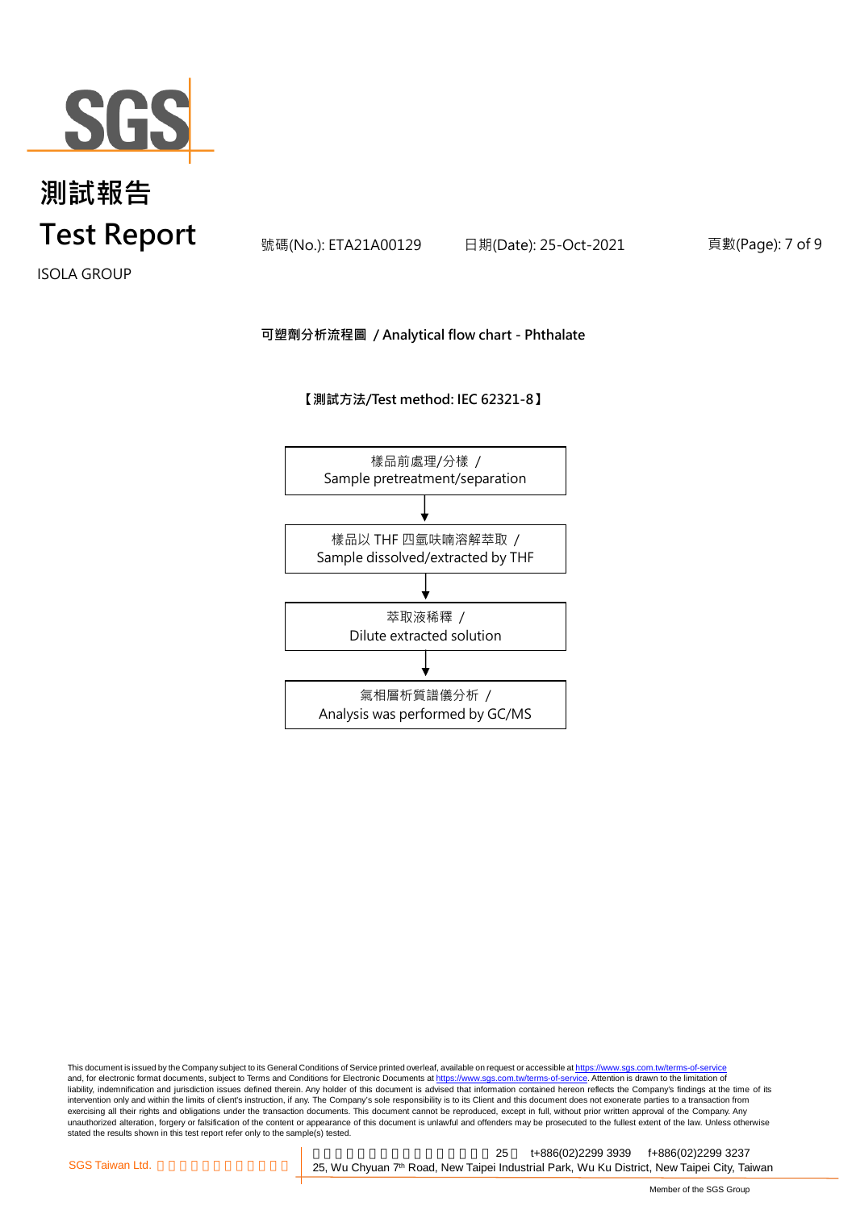# 測試報告
# Test Report

號碼(No.): ETA21A00129 日期(Date): 25-Oct-2021

ISOLA GROUP

**可塑劑分析流程圖 / Analytical flow chart - Phthalate**

**【測試方法/Test method: IEC 62321-8】**

樣品前處理/分樣 /
Sample pretreatment/separation

↓

樣品以 THF 四氫呋喃溶解萃取 /
Sample dissolved/extracted by THF

↓

萃取液稀釋 /
Dilute extracted solution

↓

氣相層析質譜儀分析 /
Analysis was performed by GC/MS

This document is issued by the Company subject to its General Conditions of Service printed overleaf, available on request or accessible at https://www.sgs.com.tw/terms-of-service and, for electronic format documents, subject to Terms and Conditions for Electronic Documents at https://www.sgs.com.tw/terms-of-service. Attention is drawn to the limitation of liability, indemnification and jurisdiction issues defined therein. Any holder of this document is advised that information contained hereon reflects the Company's findings at the time of its intervention only and within the limits of client's instruction, if any. The Company's sole responsibility is to its Client and this document does not exonerate parties to a transaction from exercising all their rights and obligations under the transaction documents. This document cannot be reproduced, except in full, without prior written approval of the Company. Any unauthorized alteration, forgery or falsification of the content or appearance of this document is unlawful and offenders may be prosecuted to the fullest extent of the law. Unless otherwise stated the results shown in this test report refer only to the sample(s) tested.

SGS Taiwan Ltd. | 25, Wu Chyuan 7th Road, New Taipei Industrial Park, Wu Ku District, New Taipei City, Taiwan | t+886(02)2299 3939 | f+886(02)2299 3237

Member of the SGS Group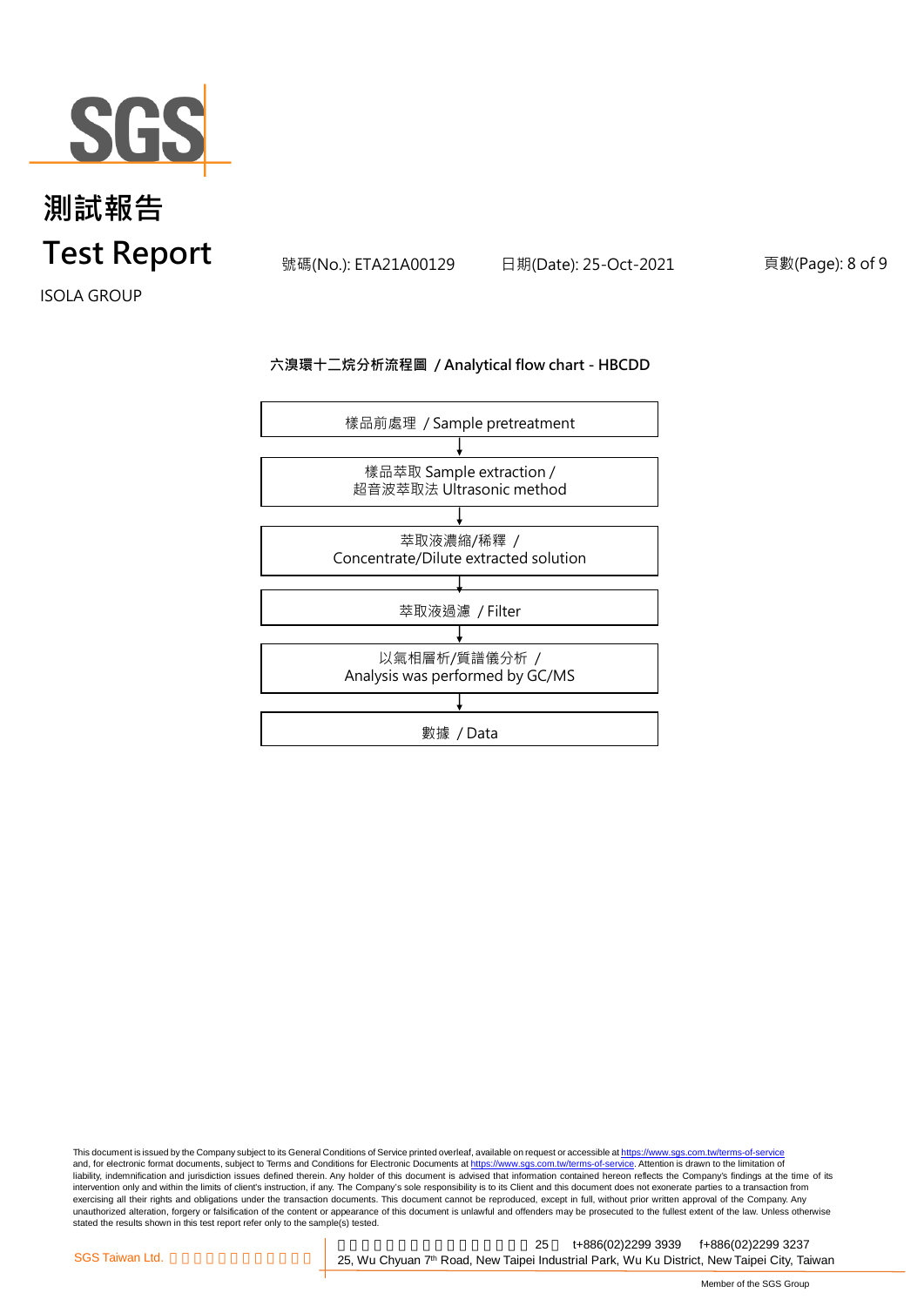# 測試報告
# Test Report

號碼(No.): ETA21A00129　　日期(Date): 25-Oct-2021

ISOLA GROUP

## 六溴環十二烷分析流程圖 / Analytical flow chart - HBCDD

樣品前處理 / Sample pretreatment

↓

樣品萃取 Sample extraction /
超音波萃取法 Ultrasonic method

↓

萃取液濃縮/稀釋 /
Concentrate/Dilute extracted solution

↓

萃取液過濾 / Filter

↓

以氣相層析/質譜儀分析 /
Analysis was performed by GC/MS

↓

數據 / Data

This document is issued by the Company subject to its General Conditions of Service printed overleaf, available on request or accessible at https://www.sgs.com.tw/terms-of-service and, for electronic format documents, subject to Terms and Conditions for Electronic Documents at https://www.sgs.com.tw/terms-of-service. Attention is drawn to the limitation of liability, indemnification and jurisdiction issues defined therein. Any holder of this document is advised that information contained hereon reflects the Company's findings at the time of its intervention only and within the limits of client's instruction, if any. The Company's sole responsibility is to its Client and this document does not exonerate parties to a transaction from exercising all their rights and obligations under the transaction documents. This document cannot be reproduced, except in full, without prior written approval of the Company. Any unauthorized alteration, forgery or falsification of the content or appearance of this document is unlawful and offenders may be prosecuted to the fullest extent of the law. Unless otherwise stated the results shown in this test report refer only to the sample(s) tested.

SGS Taiwan Ltd. | 25 t+886(02)2299 3939 f+886(02)2299 3237
25, Wu Chyuan 7th Road, New Taipei Industrial Park, Wu Ku District, New Taipei City, Taiwan

Member of the SGS Group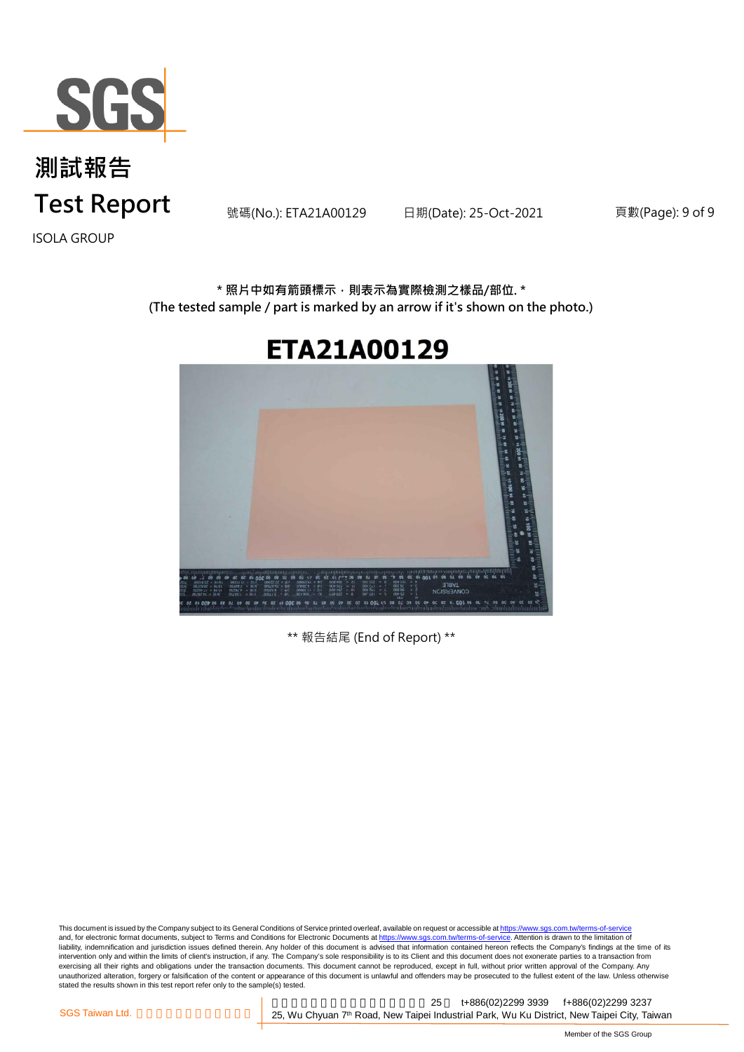ISOLA GROUP

**\* 照片中如有箭頭標示，則表示為實際檢測之樣品/部位. \***
**(The tested sample / part is marked by an arrow if it's shown on the photo.)**

**ETA21A00129**

\*\* 報告結尾 (End of Report) \*\*

This document is issued by the Company subject to its General Conditions of Service printed overleaf, available on request or accessible at https://www.sgs.com.tw/terms-of-service and, for electronic format documents, subject to Terms and Conditions for Electronic Documents at https://www.sgs.com.tw/terms-of-service. Attention is drawn to the limitation of liability, indemnification and jurisdiction issues defined therein. Any holder of this document is advised that information contained hereon reflects the Company's findings at the time of its intervention only and within the limits of client's instruction, if any. The Company's sole responsibility is to its Client and this document does not exonerate parties to a transaction from exercising all their rights and obligations under the transaction documents. This document cannot be reproduced, except in full, without prior written approval of the Company. Any unauthorized alteration, forgery or falsification of the content or appearance of this document is unlawful and offenders may be prosecuted to the fullest extent of the law. Unless otherwise stated the results shown in this test report refer only to the sample(s) tested.

SGS Taiwan Ltd. | 25, Wu Chyuan 7th Road, New Taipei Industrial Park, Wu Ku District, New Taipei City, Taiwan | t+886(02)2299 3939 | f+886(02)2299 3237

Member of the SGS Group